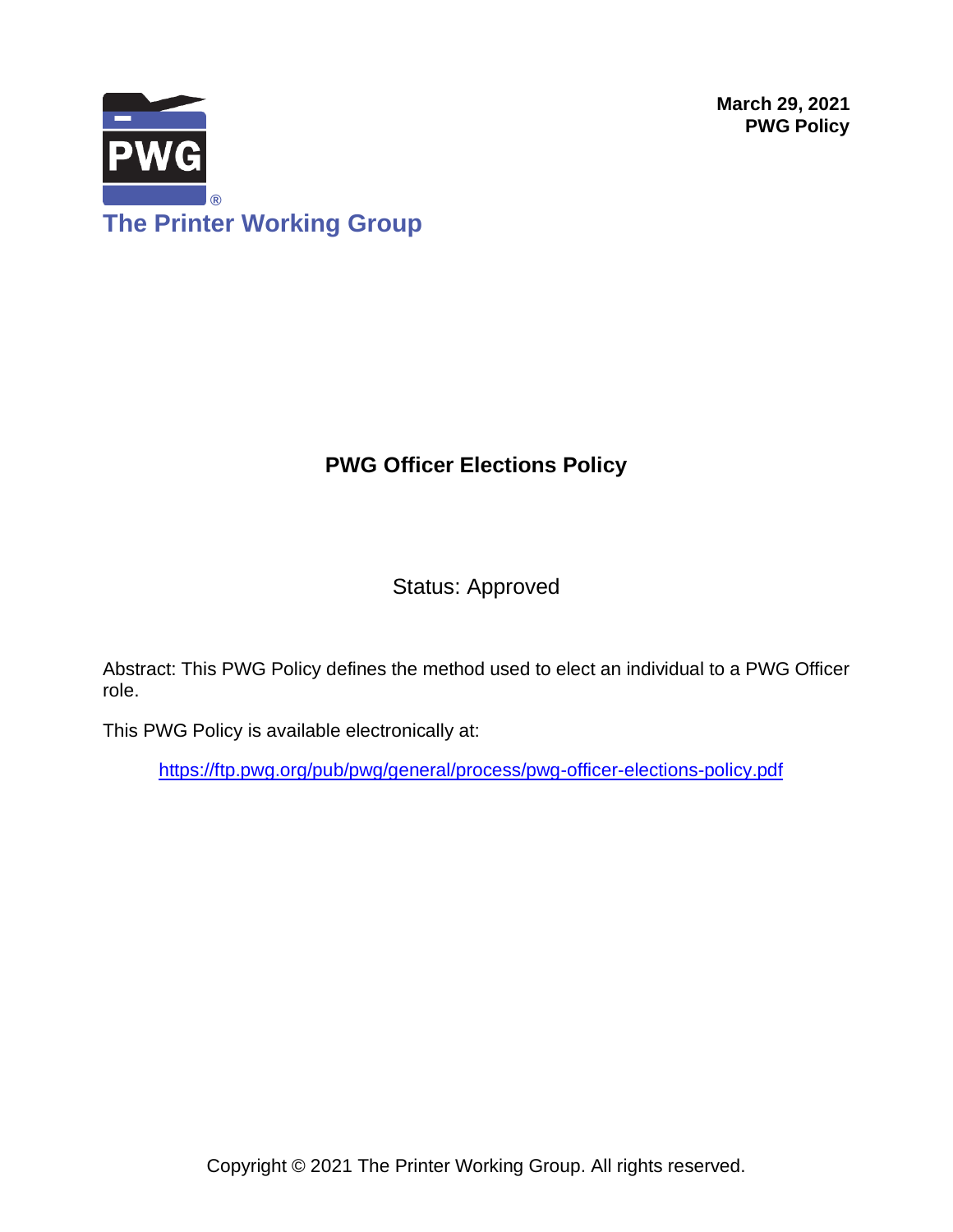March 29, 2021
**PWG Policy**

The Printer Working Group

# PWG Officer Elections Policy

Status: Approved

Abstract: This PWG Policy defines the method used to elect an individual to a PWG Officer role.

This PWG Policy is available electronically at:

https://ftp.pwg.org/pub/pwg/general/process/pwg-officer-elections-policy.pdf

Copyright © 2021 The Printer Working Group. All rights reserved.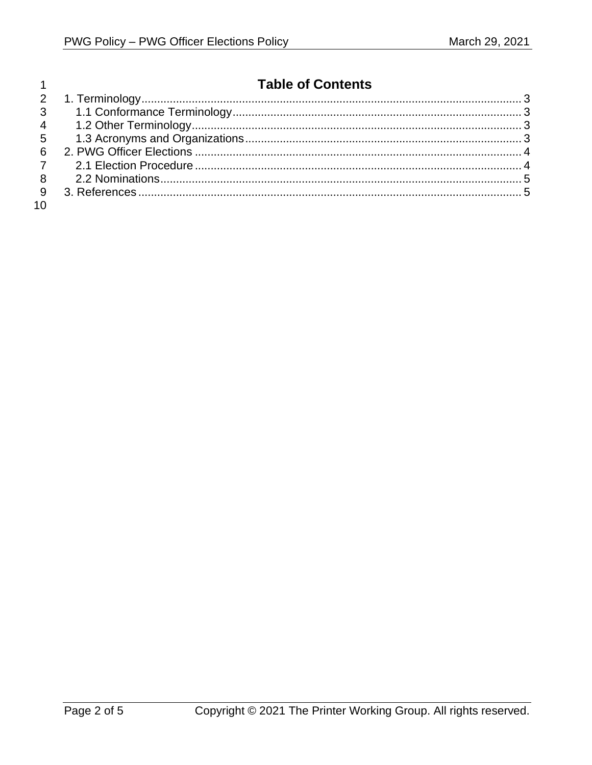# Table of Contents

1. Terminology ... 3
   1.1 Conformance Terminology ... 3
   1.2 Other Terminology ... 3
   1.3 Acronyms and Organizations ... 3
2. PWG Officer Elections ... 4
   2.1 Election Procedure ... 4
   2.2 Nominations ... 5
3. References ... 5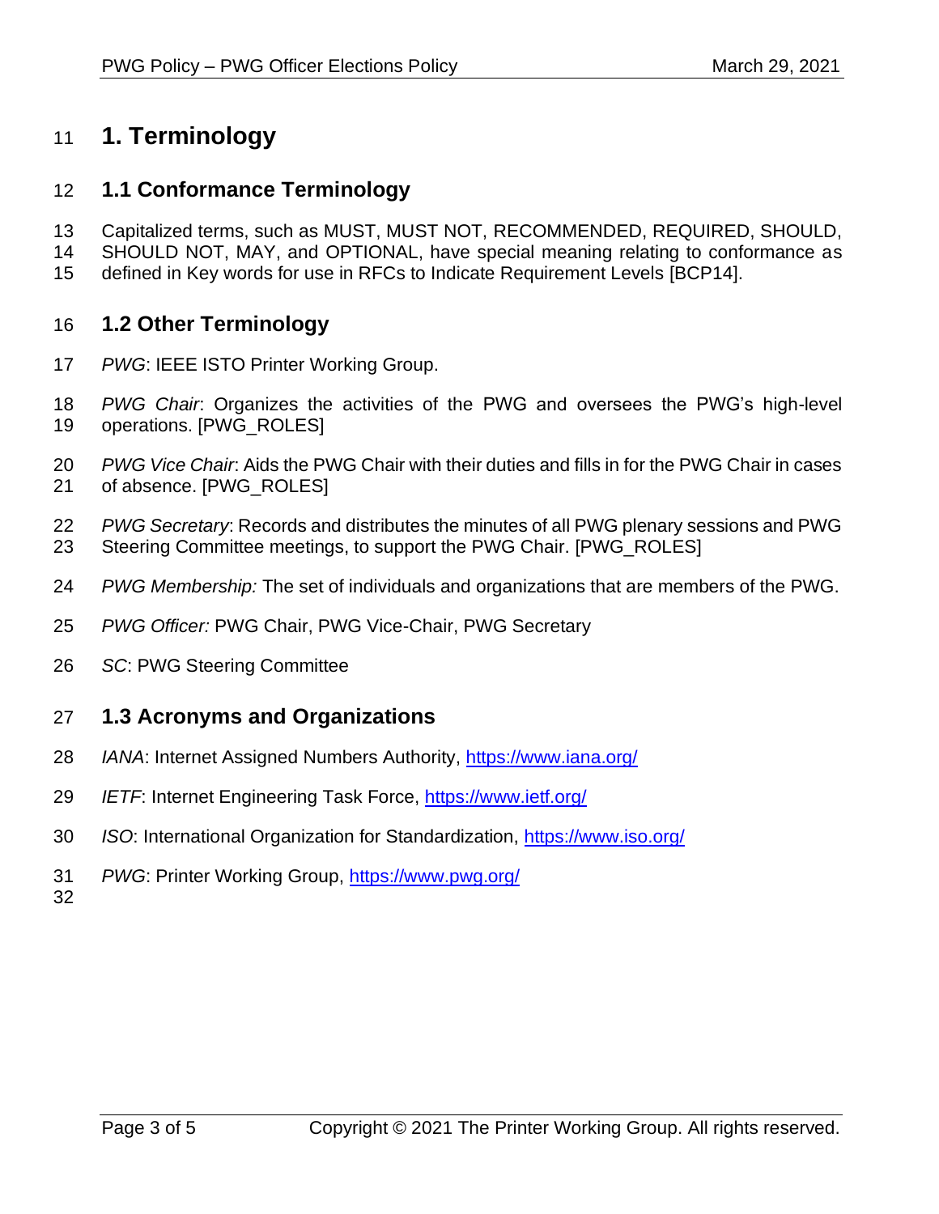# 1. Terminology

## 1.1 Conformance Terminology

Capitalized terms, such as MUST, MUST NOT, RECOMMENDED, REQUIRED, SHOULD, SHOULD NOT, MAY, and OPTIONAL, have special meaning relating to conformance as defined in Key words for use in RFCs to Indicate Requirement Levels [BCP14].

## 1.2 Other Terminology

*PWG*: IEEE ISTO Printer Working Group.

*PWG Chair*: Organizes the activities of the PWG and oversees the PWG's high-level operations. [PWG_ROLES]

*PWG Vice Chair*: Aids the PWG Chair with their duties and fills in for the PWG Chair in cases of absence. [PWG_ROLES]

*PWG Secretary*: Records and distributes the minutes of all PWG plenary sessions and PWG Steering Committee meetings, to support the PWG Chair. [PWG_ROLES]

*PWG Membership:* The set of individuals and organizations that are members of the PWG.

*PWG Officer:* PWG Chair, PWG Vice-Chair, PWG Secretary

*SC*: PWG Steering Committee

## 1.3 Acronyms and Organizations

*IANA*: Internet Assigned Numbers Authority, https://www.iana.org/

*IETF*: Internet Engineering Task Force, https://www.ietf.org/

*ISO*: International Organization for Standardization, https://www.iso.org/

*PWG*: Printer Working Group, https://www.pwg.org/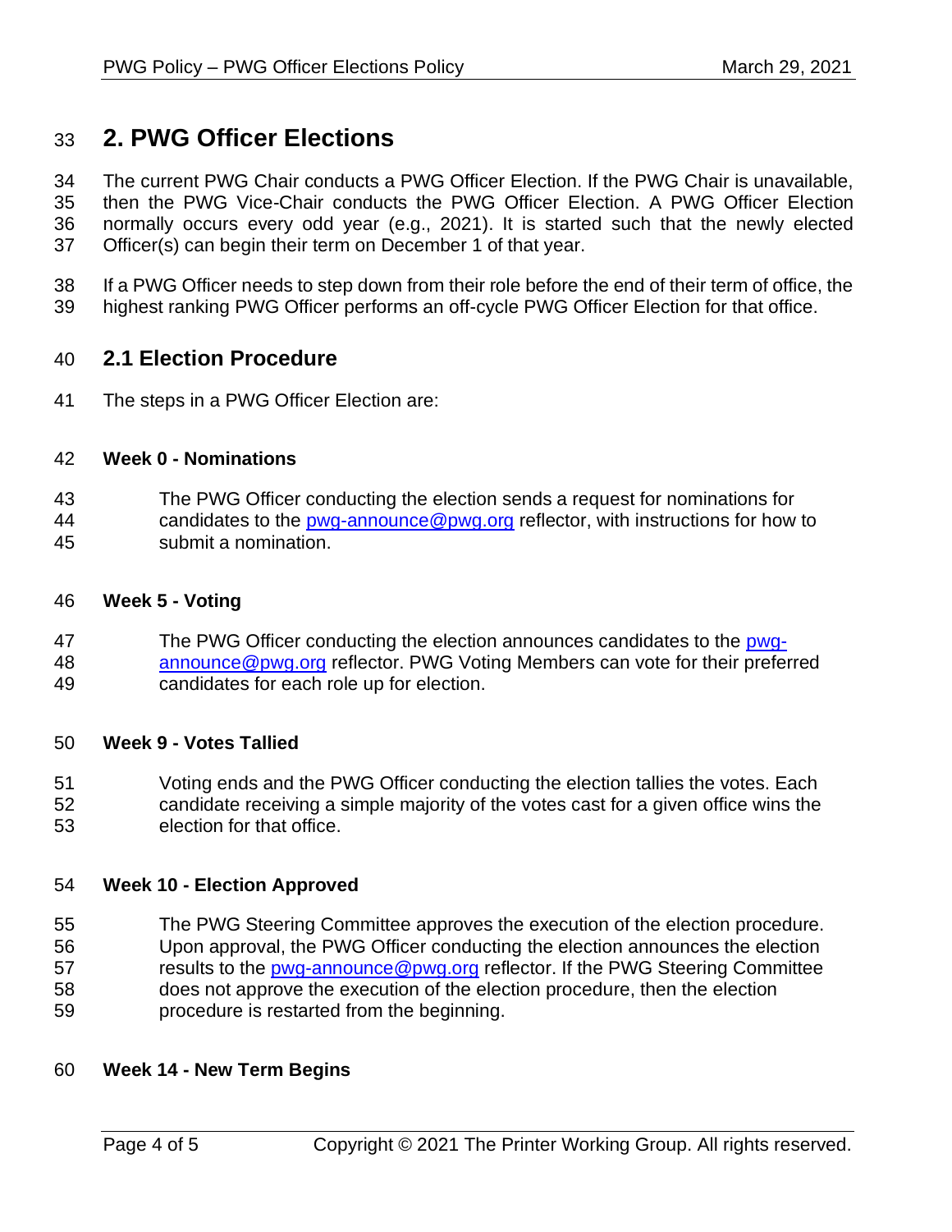# 2. PWG Officer Elections

The current PWG Chair conducts a PWG Officer Election. If the PWG Chair is unavailable, then the PWG Vice-Chair conducts the PWG Officer Election. A PWG Officer Election normally occurs every odd year (e.g., 2021). It is started such that the newly elected Officer(s) can begin their term on December 1 of that year.

If a PWG Officer needs to step down from their role before the end of their term of office, the highest ranking PWG Officer performs an off-cycle PWG Officer Election for that office.

## 2.1 Election Procedure

The steps in a PWG Officer Election are:

**Week 0 - Nominations**

The PWG Officer conducting the election sends a request for nominations for candidates to the pwg-announce@pwg.org reflector, with instructions for how to submit a nomination.

**Week 5 - Voting**

The PWG Officer conducting the election announces candidates to the pwg-announce@pwg.org reflector. PWG Voting Members can vote for their preferred candidates for each role up for election.

**Week 9 - Votes Tallied**

Voting ends and the PWG Officer conducting the election tallies the votes. Each candidate receiving a simple majority of the votes cast for a given office wins the election for that office.

**Week 10 - Election Approved**

The PWG Steering Committee approves the execution of the election procedure. Upon approval, the PWG Officer conducting the election announces the election results to the pwg-announce@pwg.org reflector. If the PWG Steering Committee does not approve the execution of the election procedure, then the election procedure is restarted from the beginning.

**Week 14 - New Term Begins**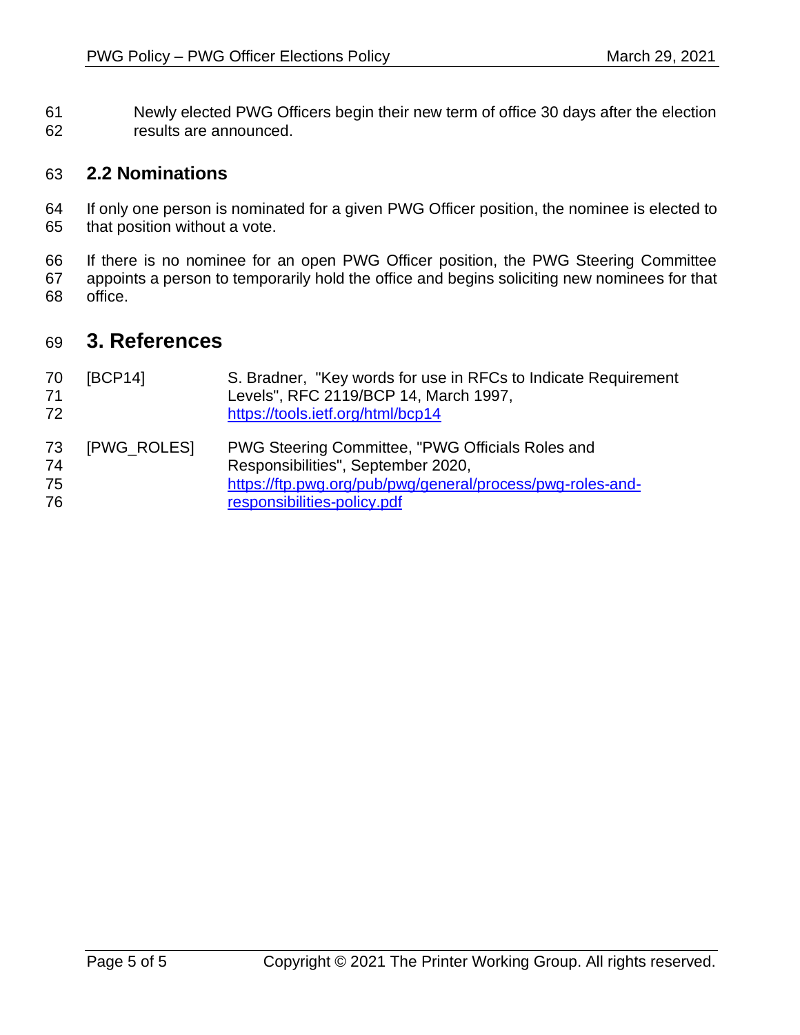Newly elected PWG Officers begin their new term of office 30 days after the election results are announced.

## 2.2 Nominations

If only one person is nominated for a given PWG Officer position, the nominee is elected to that position without a vote.

If there is no nominee for an open PWG Officer position, the PWG Steering Committee appoints a person to temporarily hold the office and begins soliciting new nominees for that office.

# 3. References

[BCP14] S. Bradner, "Key words for use in RFCs to Indicate Requirement Levels", RFC 2119/BCP 14, March 1997, https://tools.ietf.org/html/bcp14

[PWG_ROLES] PWG Steering Committee, "PWG Officials Roles and Responsibilities", September 2020, https://ftp.pwg.org/pub/pwg/general/process/pwg-roles-and-responsibilities-policy.pdf